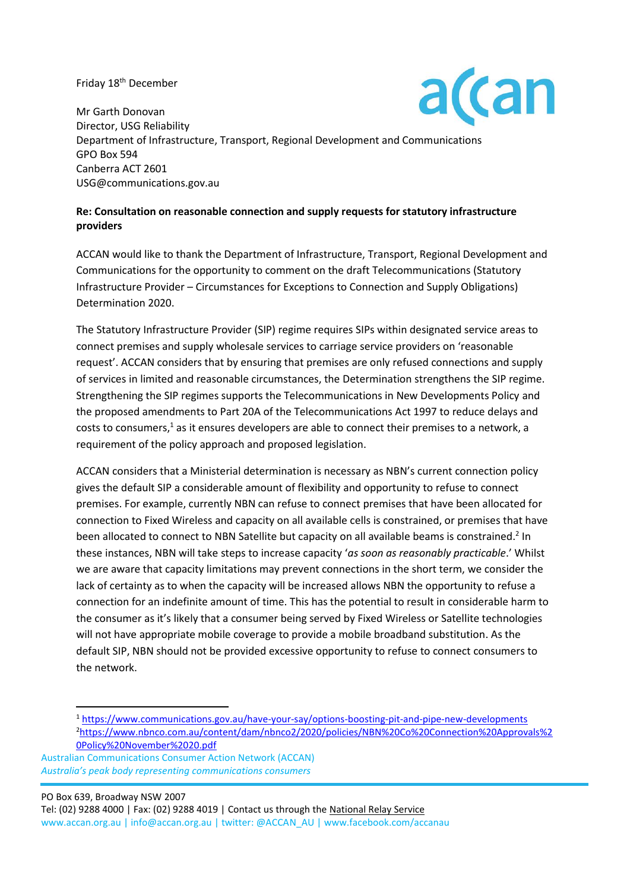Friday 18th December

Mr Garth Donovan
Director, USG Reliability
Department of Infrastructure, Transport, Regional Development and Communications
GPO Box 594
Canberra ACT 2601
USG@communications.gov.au

**Re: Consultation on reasonable connection and supply requests for statutory infrastructure providers**

ACCAN would like to thank the Department of Infrastructure, Transport, Regional Development and Communications for the opportunity to comment on the draft Telecommunications (Statutory Infrastructure Provider – Circumstances for Exceptions to Connection and Supply Obligations) Determination 2020.

The Statutory Infrastructure Provider (SIP) regime requires SIPs within designated service areas to connect premises and supply wholesale services to carriage service providers on 'reasonable request'. ACCAN considers that by ensuring that premises are only refused connections and supply of services in limited and reasonable circumstances, the Determination strengthens the SIP regime. Strengthening the SIP regimes supports the Telecommunications in New Developments Policy and the proposed amendments to Part 20A of the Telecommunications Act 1997 to reduce delays and costs to consumers,[1] as it ensures developers are able to connect their premises to a network, a requirement of the policy approach and proposed legislation.

ACCAN considers that a Ministerial determination is necessary as NBN's current connection policy gives the default SIP a considerable amount of flexibility and opportunity to refuse to connect premises. For example, currently NBN can refuse to connect premises that have been allocated for connection to Fixed Wireless and capacity on all available cells is constrained, or premises that have been allocated to connect to NBN Satellite but capacity on all available beams is constrained.[2] In these instances, NBN will take steps to increase capacity '*as soon as reasonably practicable*.' Whilst we are aware that capacity limitations may prevent connections in the short term, we consider the lack of certainty as to when the capacity will be increased allows NBN the opportunity to refuse a connection for an indefinite amount of time. This has the potential to result in considerable harm to the consumer as it's likely that a consumer being served by Fixed Wireless or Satellite technologies will not have appropriate mobile coverage to provide a mobile broadband substitution. As the default SIP, NBN should not be provided excessive opportunity to refuse to connect consumers to the network.

[1] https://www.communications.gov.au/have-your-say/options-boosting-pit-and-pipe-new-developments

[2] https://www.nbnco.com.au/content/dam/nbnco2/2020/policies/NBN%20Co%20Connection%20Approvals%20Policy%20November%2020.pdf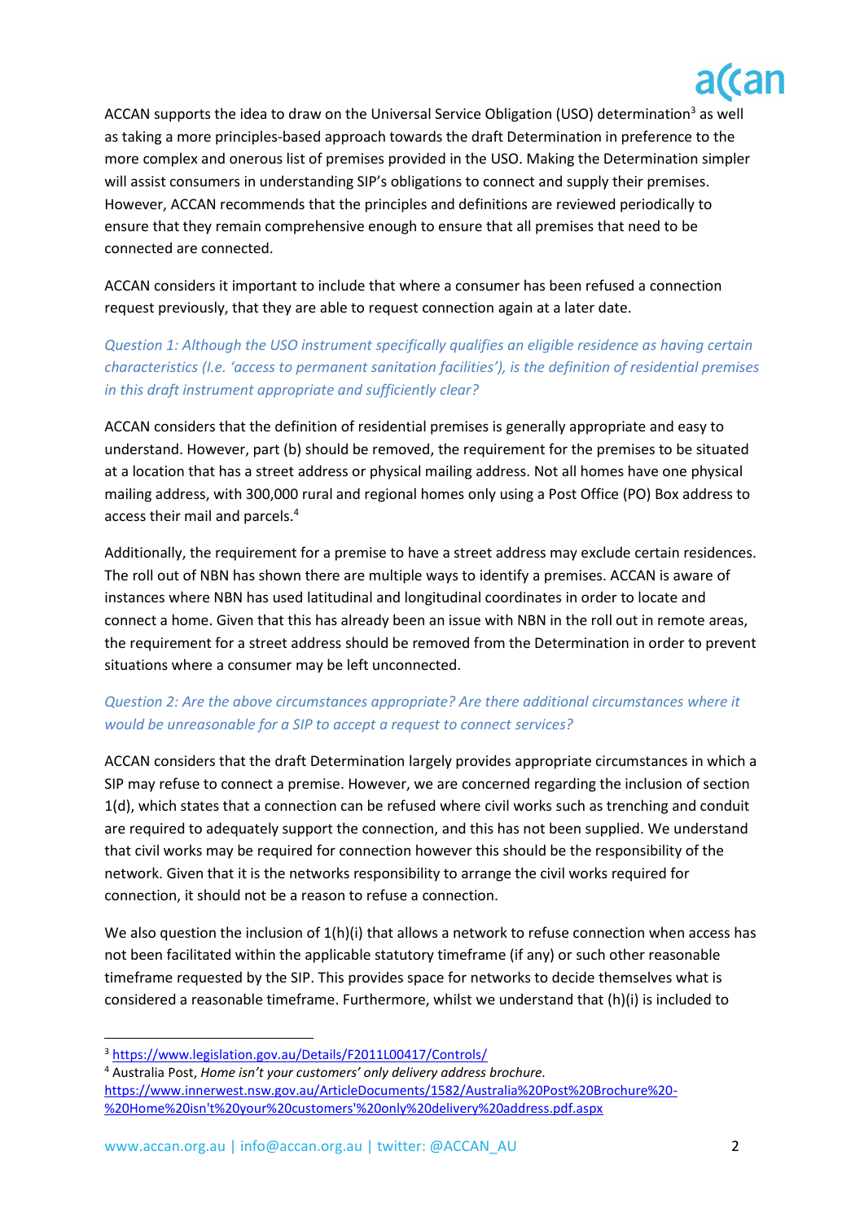ACCAN supports the idea to draw on the Universal Service Obligation (USO) determination[3] as well as taking a more principles-based approach towards the draft Determination in preference to the more complex and onerous list of premises provided in the USO. Making the Determination simpler will assist consumers in understanding SIP's obligations to connect and supply their premises. However, ACCAN recommends that the principles and definitions are reviewed periodically to ensure that they remain comprehensive enough to ensure that all premises that need to be connected are connected.

ACCAN considers it important to include that where a consumer has been refused a connection request previously, that they are able to request connection again at a later date.

*Question 1: Although the USO instrument specifically qualifies an eligible residence as having certain characteristics (I.e. 'access to permanent sanitation facilities'), is the definition of residential premises in this draft instrument appropriate and sufficiently clear?*

ACCAN considers that the definition of residential premises is generally appropriate and easy to understand. However, part (b) should be removed, the requirement for the premises to be situated at a location that has a street address or physical mailing address. Not all homes have one physical mailing address, with 300,000 rural and regional homes only using a Post Office (PO) Box address to access their mail and parcels.[4]

Additionally, the requirement for a premise to have a street address may exclude certain residences. The roll out of NBN has shown there are multiple ways to identify a premises. ACCAN is aware of instances where NBN has used latitudinal and longitudinal coordinates in order to locate and connect a home. Given that this has already been an issue with NBN in the roll out in remote areas, the requirement for a street address should be removed from the Determination in order to prevent situations where a consumer may be left unconnected.

*Question 2: Are the above circumstances appropriate? Are there additional circumstances where it would be unreasonable for a SIP to accept a request to connect services?*

ACCAN considers that the draft Determination largely provides appropriate circumstances in which a SIP may refuse to connect a premise. However, we are concerned regarding the inclusion of section 1(d), which states that a connection can be refused where civil works such as trenching and conduit are required to adequately support the connection, and this has not been supplied. We understand that civil works may be required for connection however this should be the responsibility of the network. Given that it is the networks responsibility to arrange the civil works required for connection, it should not be a reason to refuse a connection.

We also question the inclusion of 1(h)(i) that allows a network to refuse connection when access has not been facilitated within the applicable statutory timeframe (if any) or such other reasonable timeframe requested by the SIP. This provides space for networks to decide themselves what is considered a reasonable timeframe. Furthermore, whilst we understand that (h)(i) is included to

---

[3] https://www.legislation.gov.au/Details/F2011L00417/Controls/

[4] Australia Post, *Home isn't your customers' only delivery address brochure.* https://www.innerwest.nsw.gov.au/ArticleDocuments/1582/Australia%20Post%20Brochure%20-%20Home%20isn't%20your%20customers'%20only%20delivery%20address.pdf.aspx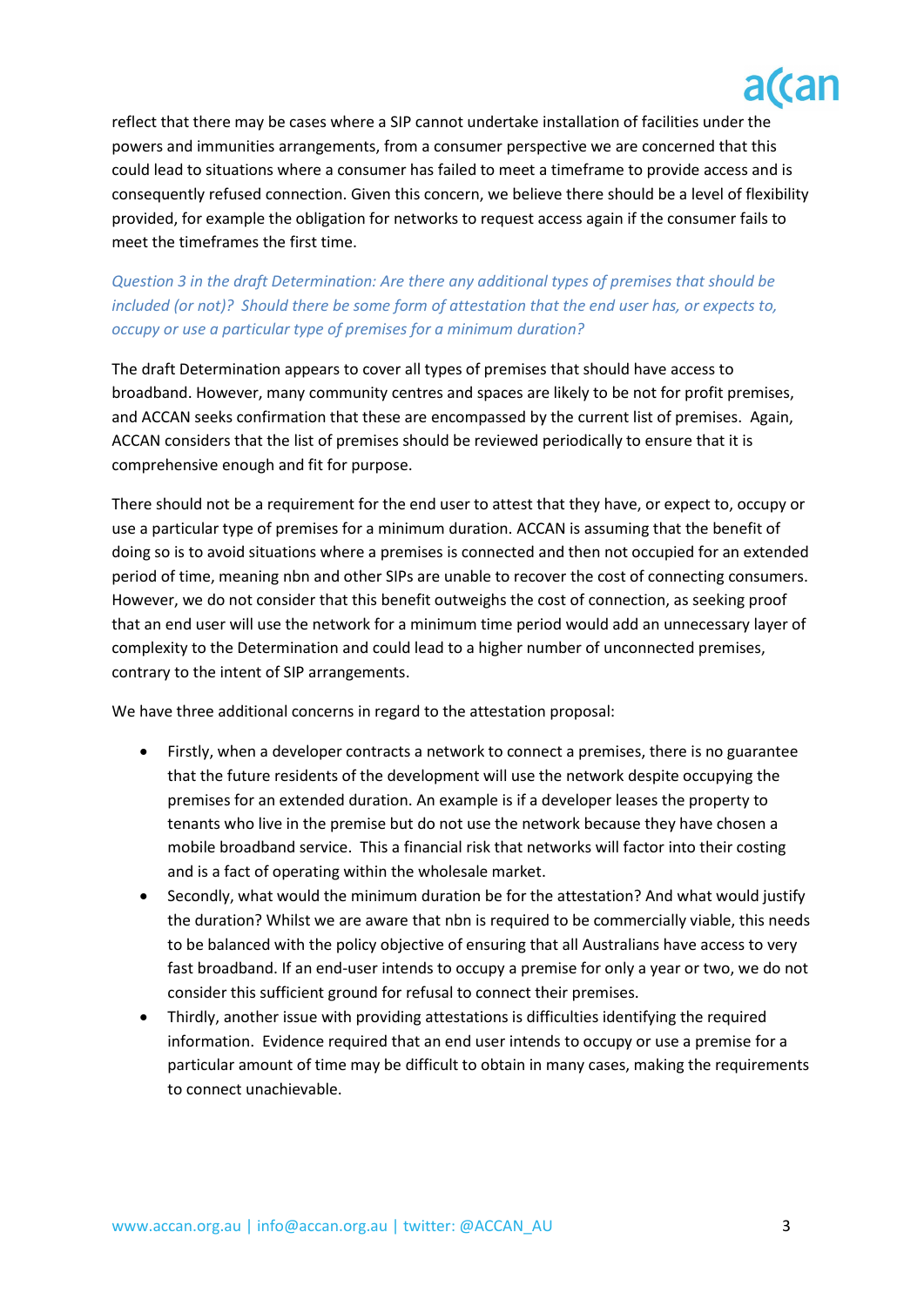reflect that there may be cases where a SIP cannot undertake installation of facilities under the powers and immunities arrangements, from a consumer perspective we are concerned that this could lead to situations where a consumer has failed to meet a timeframe to provide access and is consequently refused connection. Given this concern, we believe there should be a level of flexibility provided, for example the obligation for networks to request access again if the consumer fails to meet the timeframes the first time.

*Question 3 in the draft Determination: Are there any additional types of premises that should be included (or not)? Should there be some form of attestation that the end user has, or expects to, occupy or use a particular type of premises for a minimum duration?*

The draft Determination appears to cover all types of premises that should have access to broadband. However, many community centres and spaces are likely to be not for profit premises, and ACCAN seeks confirmation that these are encompassed by the current list of premises. Again, ACCAN considers that the list of premises should be reviewed periodically to ensure that it is comprehensive enough and fit for purpose.

There should not be a requirement for the end user to attest that they have, or expect to, occupy or use a particular type of premises for a minimum duration. ACCAN is assuming that the benefit of doing so is to avoid situations where a premises is connected and then not occupied for an extended period of time, meaning nbn and other SIPs are unable to recover the cost of connecting consumers. However, we do not consider that this benefit outweighs the cost of connection, as seeking proof that an end user will use the network for a minimum time period would add an unnecessary layer of complexity to the Determination and could lead to a higher number of unconnected premises, contrary to the intent of SIP arrangements.

We have three additional concerns in regard to the attestation proposal:

- Firstly, when a developer contracts a network to connect a premises, there is no guarantee that the future residents of the development will use the network despite occupying the premises for an extended duration. An example is if a developer leases the property to tenants who live in the premise but do not use the network because they have chosen a mobile broadband service. This a financial risk that networks will factor into their costing and is a fact of operating within the wholesale market.
- Secondly, what would the minimum duration be for the attestation? And what would justify the duration? Whilst we are aware that nbn is required to be commercially viable, this needs to be balanced with the policy objective of ensuring that all Australians have access to very fast broadband. If an end-user intends to occupy a premise for only a year or two, we do not consider this sufficient ground for refusal to connect their premises.
- Thirdly, another issue with providing attestations is difficulties identifying the required information. Evidence required that an end user intends to occupy or use a premise for a particular amount of time may be difficult to obtain in many cases, making the requirements to connect unachievable.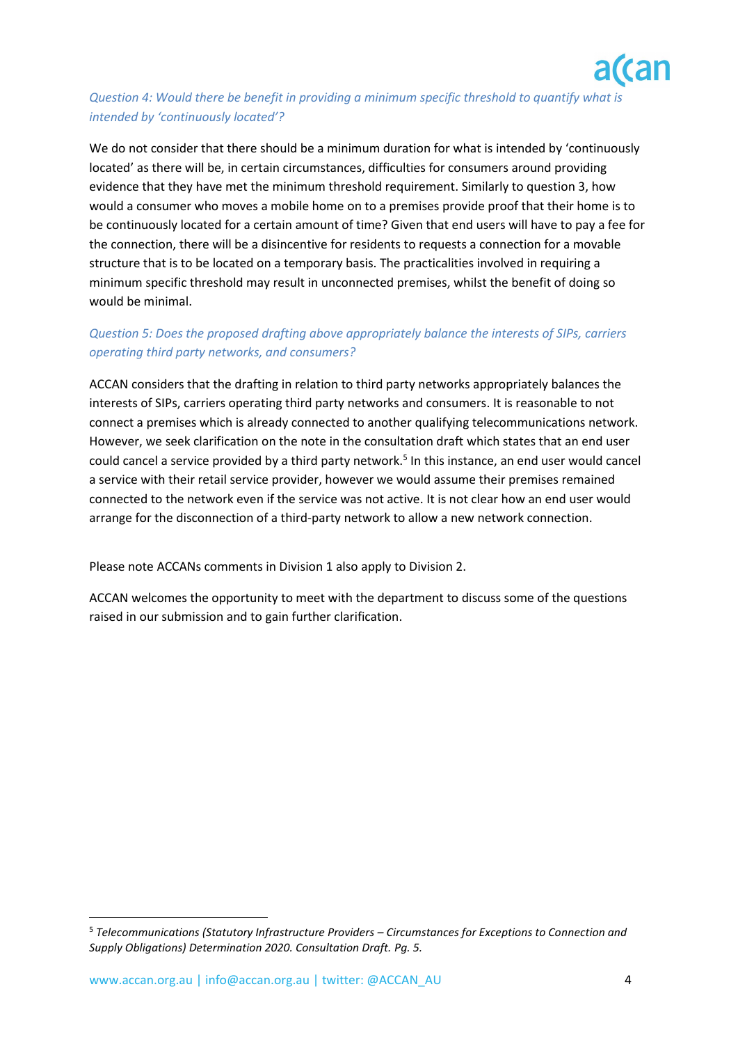*Question 4: Would there be benefit in providing a minimum specific threshold to quantify what is intended by 'continuously located'?*

We do not consider that there should be a minimum duration for what is intended by 'continuously located' as there will be, in certain circumstances, difficulties for consumers around providing evidence that they have met the minimum threshold requirement. Similarly to question 3, how would a consumer who moves a mobile home on to a premises provide proof that their home is to be continuously located for a certain amount of time? Given that end users will have to pay a fee for the connection, there will be a disincentive for residents to requests a connection for a movable structure that is to be located on a temporary basis. The practicalities involved in requiring a minimum specific threshold may result in unconnected premises, whilst the benefit of doing so would be minimal.

*Question 5: Does the proposed drafting above appropriately balance the interests of SIPs, carriers operating third party networks, and consumers?*

ACCAN considers that the drafting in relation to third party networks appropriately balances the interests of SIPs, carriers operating third party networks and consumers. It is reasonable to not connect a premises which is already connected to another qualifying telecommunications network. However, we seek clarification on the note in the consultation draft which states that an end user could cancel a service provided by a third party network.[5] In this instance, an end user would cancel a service with their retail service provider, however we would assume their premises remained connected to the network even if the service was not active. It is not clear how an end user would arrange for the disconnection of a third-party network to allow a new network connection.

Please note ACCANs comments in Division 1 also apply to Division 2.

ACCAN welcomes the opportunity to meet with the department to discuss some of the questions raised in our submission and to gain further clarification.

[5] *Telecommunications (Statutory Infrastructure Providers – Circumstances for Exceptions to Connection and Supply Obligations) Determination 2020. Consultation Draft. Pg. 5.*